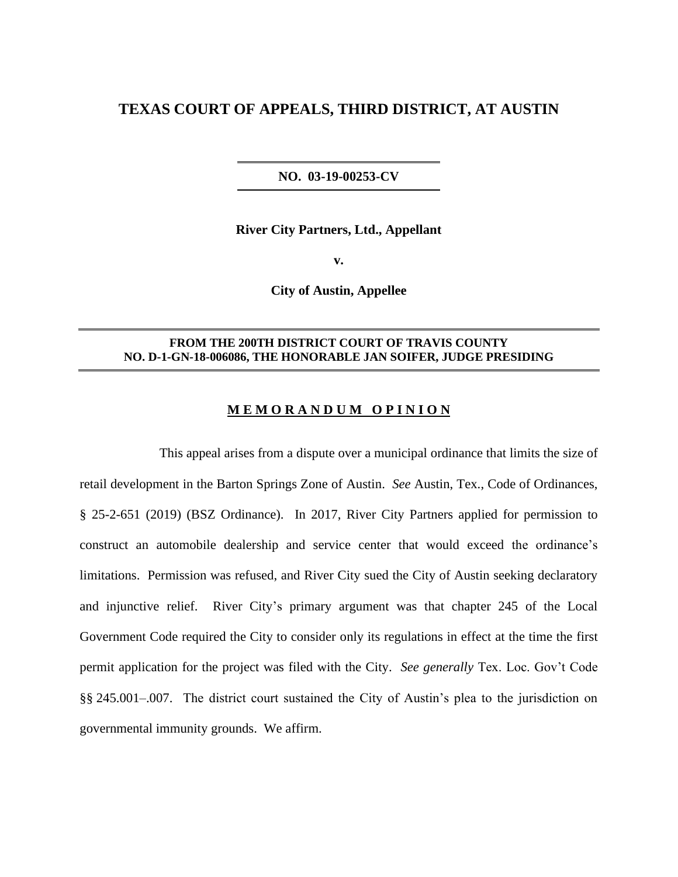# TEXAS COURT OF APPEALS, THIRD DISTRICT, AT AUSTIN

**NO. 03-19-00253-CV**

**River City Partners, Ltd., Appellant**

**v.**

**City of Austin, Appellee**

**FROM THE 200TH DISTRICT COURT OF TRAVIS COUNTY**
**NO. D-1-GN-18-006086, THE HONORABLE JAN SOIFER, JUDGE PRESIDING**

## M E M O R A N D U M   O P I N I O N

This appeal arises from a dispute over a municipal ordinance that limits the size of retail development in the Barton Springs Zone of Austin. *See* Austin, Tex., Code of Ordinances, § 25-2-651 (2019) (BSZ Ordinance). In 2017, River City Partners applied for permission to construct an automobile dealership and service center that would exceed the ordinance's limitations. Permission was refused, and River City sued the City of Austin seeking declaratory and injunctive relief. River City's primary argument was that chapter 245 of the Local Government Code required the City to consider only its regulations in effect at the time the first permit application for the project was filed with the City. *See generally* Tex. Loc. Gov't Code §§ 245.001–.007. The district court sustained the City of Austin's plea to the jurisdiction on governmental immunity grounds. We affirm.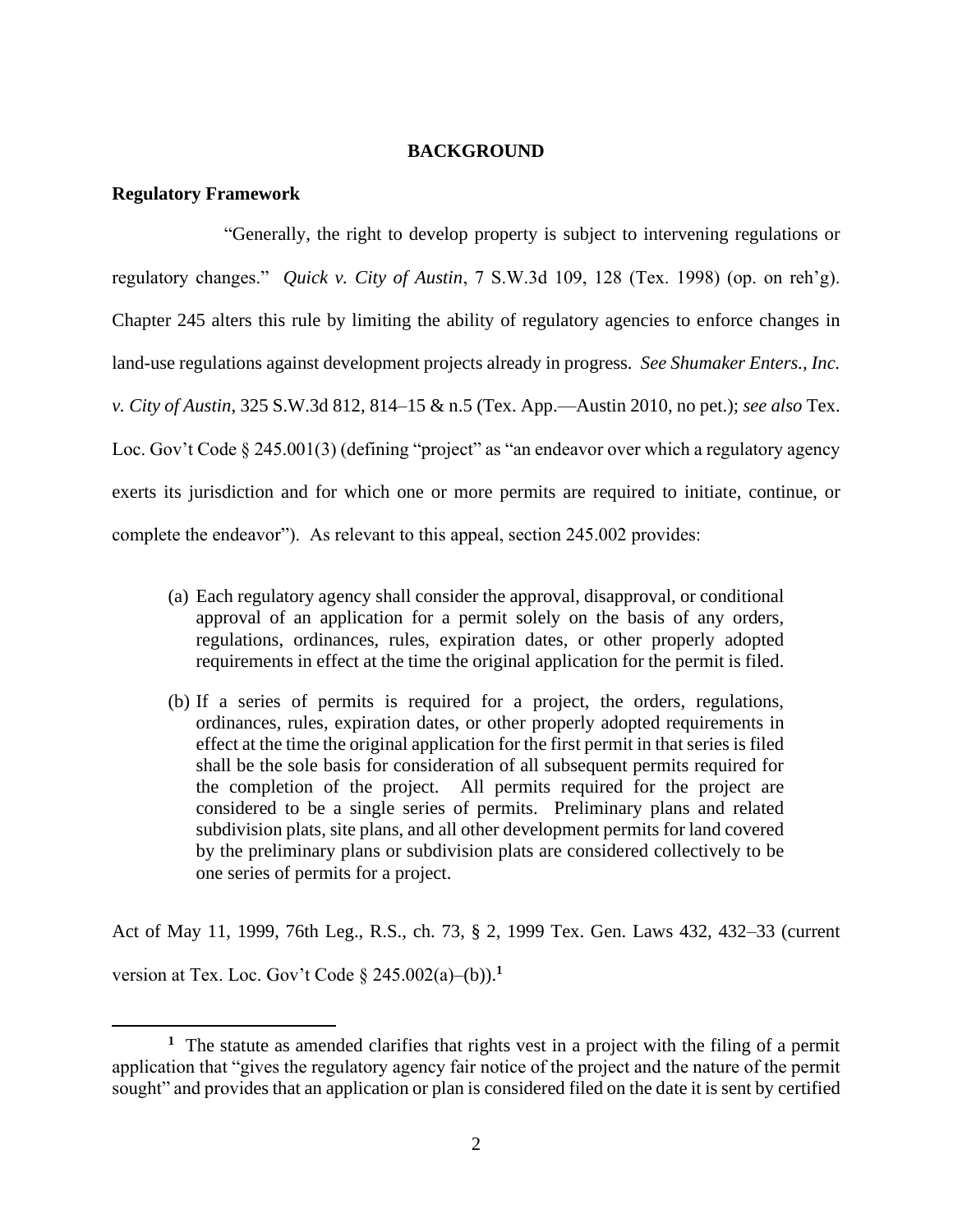## BACKGROUND

### Regulatory Framework

"Generally, the right to develop property is subject to intervening regulations or regulatory changes." *Quick v. City of Austin*, 7 S.W.3d 109, 128 (Tex. 1998) (op. on reh'g). Chapter 245 alters this rule by limiting the ability of regulatory agencies to enforce changes in land-use regulations against development projects already in progress. *See Shumaker Enters., Inc. v. City of Austin*, 325 S.W.3d 812, 814–15 & n.5 (Tex. App.—Austin 2010, no pet.); *see also* Tex. Loc. Gov't Code § 245.001(3) (defining "project" as "an endeavor over which a regulatory agency exerts its jurisdiction and for which one or more permits are required to initiate, continue, or complete the endeavor"). As relevant to this appeal, section 245.002 provides:

> (a) Each regulatory agency shall consider the approval, disapproval, or conditional approval of an application for a permit solely on the basis of any orders, regulations, ordinances, rules, expiration dates, or other properly adopted requirements in effect at the time the original application for the permit is filed.
>
> (b) If a series of permits is required for a project, the orders, regulations, ordinances, rules, expiration dates, or other properly adopted requirements in effect at the time the original application for the first permit in that series is filed shall be the sole basis for consideration of all subsequent permits required for the completion of the project. All permits required for the project are considered to be a single series of permits. Preliminary plans and related subdivision plats, site plans, and all other development permits for land covered by the preliminary plans or subdivision plats are considered collectively to be one series of permits for a project.

Act of May 11, 1999, 76th Leg., R.S., ch. 73, § 2, 1999 Tex. Gen. Laws 432, 432–33 (current version at Tex. Loc. Gov't Code § 245.002(a)–(b)).[1]

[1] The statute as amended clarifies that rights vest in a project with the filing of a permit application that "gives the regulatory agency fair notice of the project and the nature of the permit sought" and provides that an application or plan is considered filed on the date it is sent by certified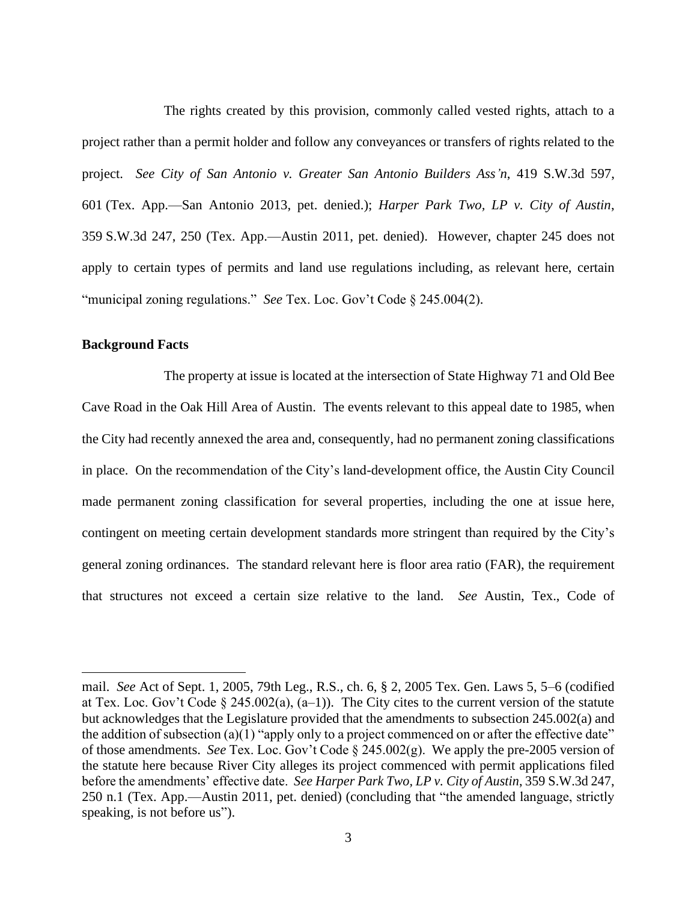The rights created by this provision, commonly called vested rights, attach to a project rather than a permit holder and follow any conveyances or transfers of rights related to the project. *See City of San Antonio v. Greater San Antonio Builders Ass'n*, 419 S.W.3d 597, 601 (Tex. App.—San Antonio 2013, pet. denied.); *Harper Park Two, LP v. City of Austin*, 359 S.W.3d 247, 250 (Tex. App.—Austin 2011, pet. denied). However, chapter 245 does not apply to certain types of permits and land use regulations including, as relevant here, certain "municipal zoning regulations." *See* Tex. Loc. Gov't Code § 245.004(2).

**Background Facts**

The property at issue is located at the intersection of State Highway 71 and Old Bee Cave Road in the Oak Hill Area of Austin. The events relevant to this appeal date to 1985, when the City had recently annexed the area and, consequently, had no permanent zoning classifications in place. On the recommendation of the City's land-development office, the Austin City Council made permanent zoning classification for several properties, including the one at issue here, contingent on meeting certain development standards more stringent than required by the City's general zoning ordinances. The standard relevant here is floor area ratio (FAR), the requirement that structures not exceed a certain size relative to the land. *See* Austin, Tex., Code of

---

mail. *See* Act of Sept. 1, 2005, 79th Leg., R.S., ch. 6, § 2, 2005 Tex. Gen. Laws 5, 5–6 (codified at Tex. Loc. Gov't Code § 245.002(a), (a–1)). The City cites to the current version of the statute but acknowledges that the Legislature provided that the amendments to subsection 245.002(a) and the addition of subsection (a)(1) "apply only to a project commenced on or after the effective date" of those amendments. *See* Tex. Loc. Gov't Code § 245.002(g). We apply the pre-2005 version of the statute here because River City alleges its project commenced with permit applications filed before the amendments' effective date. *See Harper Park Two, LP v. City of Austin*, 359 S.W.3d 247, 250 n.1 (Tex. App.—Austin 2011, pet. denied) (concluding that "the amended language, strictly speaking, is not before us").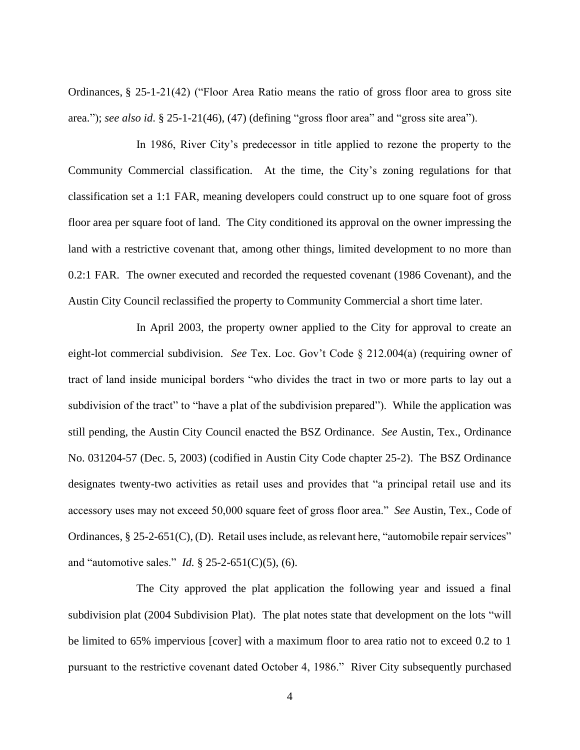Ordinances, § 25-1-21(42) ("Floor Area Ratio means the ratio of gross floor area to gross site area."); *see also id*. § 25-1-21(46), (47) (defining "gross floor area" and "gross site area").

In 1986, River City's predecessor in title applied to rezone the property to the Community Commercial classification. At the time, the City's zoning regulations for that classification set a 1:1 FAR, meaning developers could construct up to one square foot of gross floor area per square foot of land. The City conditioned its approval on the owner impressing the land with a restrictive covenant that, among other things, limited development to no more than 0.2:1 FAR. The owner executed and recorded the requested covenant (1986 Covenant), and the Austin City Council reclassified the property to Community Commercial a short time later.

In April 2003, the property owner applied to the City for approval to create an eight-lot commercial subdivision. *See* Tex. Loc. Gov't Code § 212.004(a) (requiring owner of tract of land inside municipal borders "who divides the tract in two or more parts to lay out a subdivision of the tract" to "have a plat of the subdivision prepared"). While the application was still pending, the Austin City Council enacted the BSZ Ordinance. *See* Austin, Tex., Ordinance No. 031204-57 (Dec. 5, 2003) (codified in Austin City Code chapter 25-2). The BSZ Ordinance designates twenty-two activities as retail uses and provides that "a principal retail use and its accessory uses may not exceed 50,000 square feet of gross floor area." *See* Austin, Tex., Code of Ordinances, § 25-2-651(C), (D). Retail uses include, as relevant here, "automobile repair services" and "automotive sales." *Id.* § 25-2-651(C)(5), (6).

The City approved the plat application the following year and issued a final subdivision plat (2004 Subdivision Plat). The plat notes state that development on the lots "will be limited to 65% impervious [cover] with a maximum floor to area ratio not to exceed 0.2 to 1 pursuant to the restrictive covenant dated October 4, 1986." River City subsequently purchased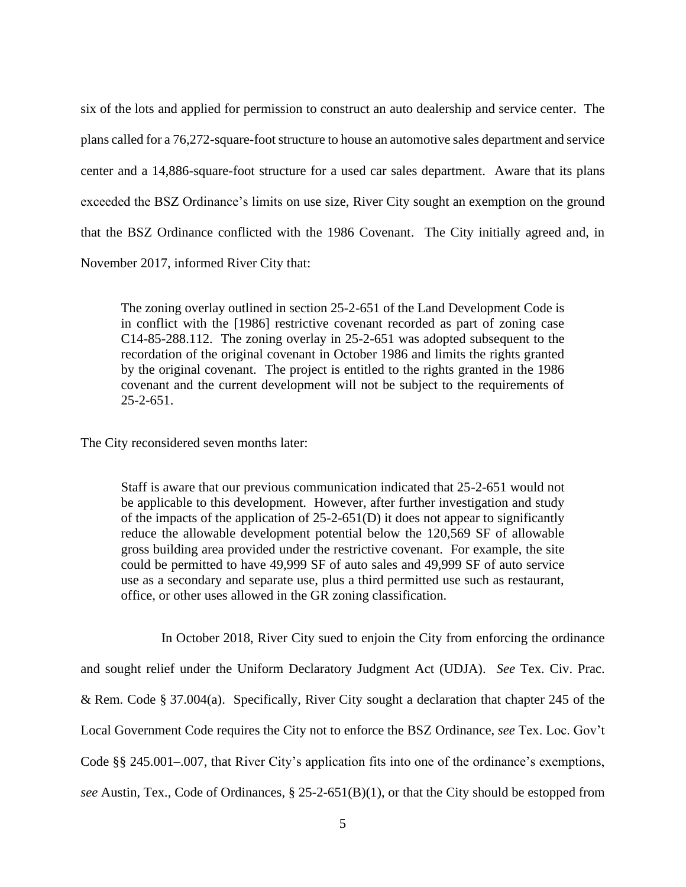six of the lots and applied for permission to construct an auto dealership and service center. The plans called for a 76,272-square-foot structure to house an automotive sales department and service center and a 14,886-square-foot structure for a used car sales department. Aware that its plans exceeded the BSZ Ordinance's limits on use size, River City sought an exemption on the ground that the BSZ Ordinance conflicted with the 1986 Covenant. The City initially agreed and, in November 2017, informed River City that:

> The zoning overlay outlined in section 25-2-651 of the Land Development Code is in conflict with the [1986] restrictive covenant recorded as part of zoning case C14-85-288.112. The zoning overlay in 25-2-651 was adopted subsequent to the recordation of the original covenant in October 1986 and limits the rights granted by the original covenant. The project is entitled to the rights granted in the 1986 covenant and the current development will not be subject to the requirements of 25-2-651.

The City reconsidered seven months later:

> Staff is aware that our previous communication indicated that 25-2-651 would not be applicable to this development. However, after further investigation and study of the impacts of the application of 25-2-651(D) it does not appear to significantly reduce the allowable development potential below the 120,569 SF of allowable gross building area provided under the restrictive covenant. For example, the site could be permitted to have 49,999 SF of auto sales and 49,999 SF of auto service use as a secondary and separate use, plus a third permitted use such as restaurant, office, or other uses allowed in the GR zoning classification.

In October 2018, River City sued to enjoin the City from enforcing the ordinance and sought relief under the Uniform Declaratory Judgment Act (UDJA). *See* Tex. Civ. Prac. & Rem. Code § 37.004(a). Specifically, River City sought a declaration that chapter 245 of the Local Government Code requires the City not to enforce the BSZ Ordinance, *see* Tex. Loc. Gov't Code §§ 245.001–.007, that River City's application fits into one of the ordinance's exemptions, *see* Austin, Tex., Code of Ordinances, § 25-2-651(B)(1), or that the City should be estopped from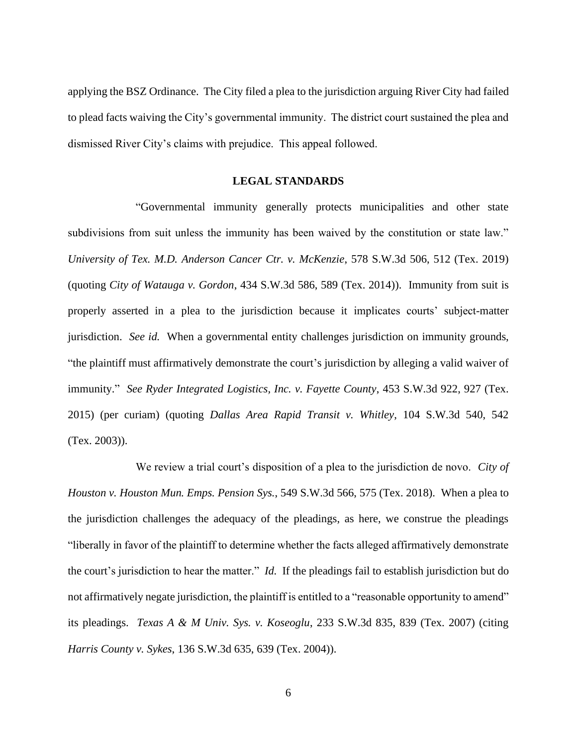applying the BSZ Ordinance. The City filed a plea to the jurisdiction arguing River City had failed to plead facts waiving the City's governmental immunity. The district court sustained the plea and dismissed River City's claims with prejudice. This appeal followed.

## LEGAL STANDARDS

"Governmental immunity generally protects municipalities and other state subdivisions from suit unless the immunity has been waived by the constitution or state law." *University of Tex. M.D. Anderson Cancer Ctr. v. McKenzie*, 578 S.W.3d 506, 512 (Tex. 2019) (quoting *City of Watauga v. Gordon*, 434 S.W.3d 586, 589 (Tex. 2014)). Immunity from suit is properly asserted in a plea to the jurisdiction because it implicates courts' subject-matter jurisdiction. *See id.* When a governmental entity challenges jurisdiction on immunity grounds, "the plaintiff must affirmatively demonstrate the court's jurisdiction by alleging a valid waiver of immunity." *See Ryder Integrated Logistics, Inc. v. Fayette County*, 453 S.W.3d 922, 927 (Tex. 2015) (per curiam) (quoting *Dallas Area Rapid Transit v. Whitley*, 104 S.W.3d 540, 542 (Tex. 2003)).

We review a trial court's disposition of a plea to the jurisdiction de novo. *City of Houston v. Houston Mun. Emps. Pension Sys.*, 549 S.W.3d 566, 575 (Tex. 2018). When a plea to the jurisdiction challenges the adequacy of the pleadings, as here, we construe the pleadings "liberally in favor of the plaintiff to determine whether the facts alleged affirmatively demonstrate the court's jurisdiction to hear the matter." *Id.* If the pleadings fail to establish jurisdiction but do not affirmatively negate jurisdiction, the plaintiff is entitled to a "reasonable opportunity to amend" its pleadings. *Texas A & M Univ. Sys. v. Koseoglu*, 233 S.W.3d 835, 839 (Tex. 2007) (citing *Harris County v. Sykes*, 136 S.W.3d 635, 639 (Tex. 2004)).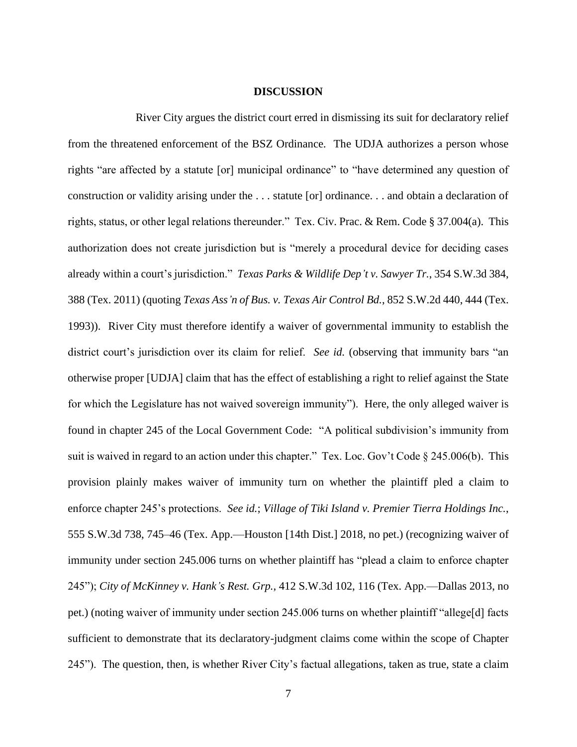## DISCUSSION

River City argues the district court erred in dismissing its suit for declaratory relief from the threatened enforcement of the BSZ Ordinance. The UDJA authorizes a person whose rights "are affected by a statute [or] municipal ordinance" to "have determined any question of construction or validity arising under the . . . statute [or] ordinance. . . and obtain a declaration of rights, status, or other legal relations thereunder." Tex. Civ. Prac. & Rem. Code § 37.004(a). This authorization does not create jurisdiction but is "merely a procedural device for deciding cases already within a court's jurisdiction." *Texas Parks & Wildlife Dep't v. Sawyer Tr.*, 354 S.W.3d 384, 388 (Tex. 2011) (quoting *Texas Ass'n of Bus. v. Texas Air Control Bd.*, 852 S.W.2d 440, 444 (Tex. 1993)). River City must therefore identify a waiver of governmental immunity to establish the district court's jurisdiction over its claim for relief. *See id.* (observing that immunity bars "an otherwise proper [UDJA] claim that has the effect of establishing a right to relief against the State for which the Legislature has not waived sovereign immunity"). Here, the only alleged waiver is found in chapter 245 of the Local Government Code: "A political subdivision's immunity from suit is waived in regard to an action under this chapter." Tex. Loc. Gov't Code § 245.006(b). This provision plainly makes waiver of immunity turn on whether the plaintiff pled a claim to enforce chapter 245's protections. *See id.*; *Village of Tiki Island v. Premier Tierra Holdings Inc.*, 555 S.W.3d 738, 745–46 (Tex. App.—Houston [14th Dist.] 2018, no pet.) (recognizing waiver of immunity under section 245.006 turns on whether plaintiff has "plead a claim to enforce chapter 245"); *City of McKinney v. Hank's Rest. Grp.*, 412 S.W.3d 102, 116 (Tex. App.—Dallas 2013, no pet.) (noting waiver of immunity under section 245.006 turns on whether plaintiff "allege[d] facts sufficient to demonstrate that its declaratory-judgment claims come within the scope of Chapter 245"). The question, then, is whether River City's factual allegations, taken as true, state a claim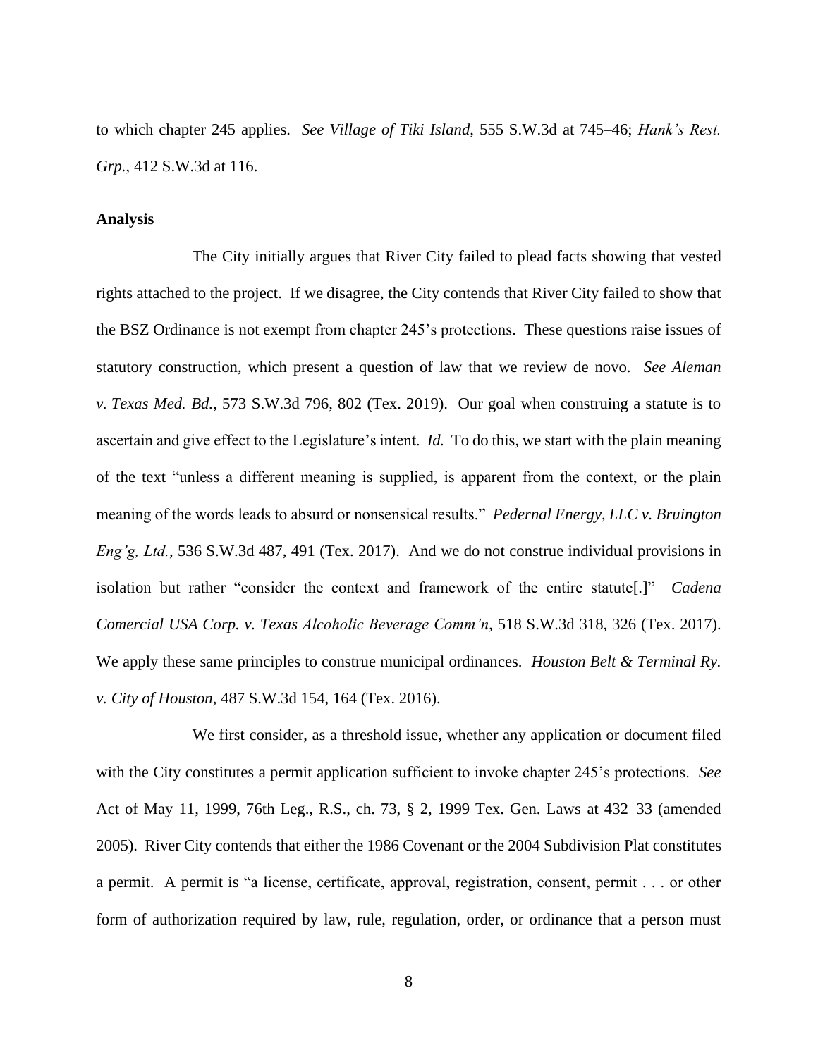to which chapter 245 applies. *See Village of Tiki Island*, 555 S.W.3d at 745–46; *Hank's Rest. Grp.*, 412 S.W.3d at 116.

**Analysis**

The City initially argues that River City failed to plead facts showing that vested rights attached to the project. If we disagree, the City contends that River City failed to show that the BSZ Ordinance is not exempt from chapter 245's protections. These questions raise issues of statutory construction, which present a question of law that we review de novo. *See Aleman v. Texas Med. Bd.*, 573 S.W.3d 796, 802 (Tex. 2019). Our goal when construing a statute is to ascertain and give effect to the Legislature's intent. *Id.* To do this, we start with the plain meaning of the text "unless a different meaning is supplied, is apparent from the context, or the plain meaning of the words leads to absurd or nonsensical results." *Pedernal Energy, LLC v. Bruington Eng'g, Ltd.*, 536 S.W.3d 487, 491 (Tex. 2017). And we do not construe individual provisions in isolation but rather "consider the context and framework of the entire statute[.]" *Cadena Comercial USA Corp. v. Texas Alcoholic Beverage Comm'n*, 518 S.W.3d 318, 326 (Tex. 2017). We apply these same principles to construe municipal ordinances. *Houston Belt & Terminal Ry. v. City of Houston*, 487 S.W.3d 154, 164 (Tex. 2016).

We first consider, as a threshold issue, whether any application or document filed with the City constitutes a permit application sufficient to invoke chapter 245's protections. *See* Act of May 11, 1999, 76th Leg., R.S., ch. 73, § 2, 1999 Tex. Gen. Laws at 432–33 (amended 2005). River City contends that either the 1986 Covenant or the 2004 Subdivision Plat constitutes a permit. A permit is "a license, certificate, approval, registration, consent, permit . . . or other form of authorization required by law, rule, regulation, order, or ordinance that a person must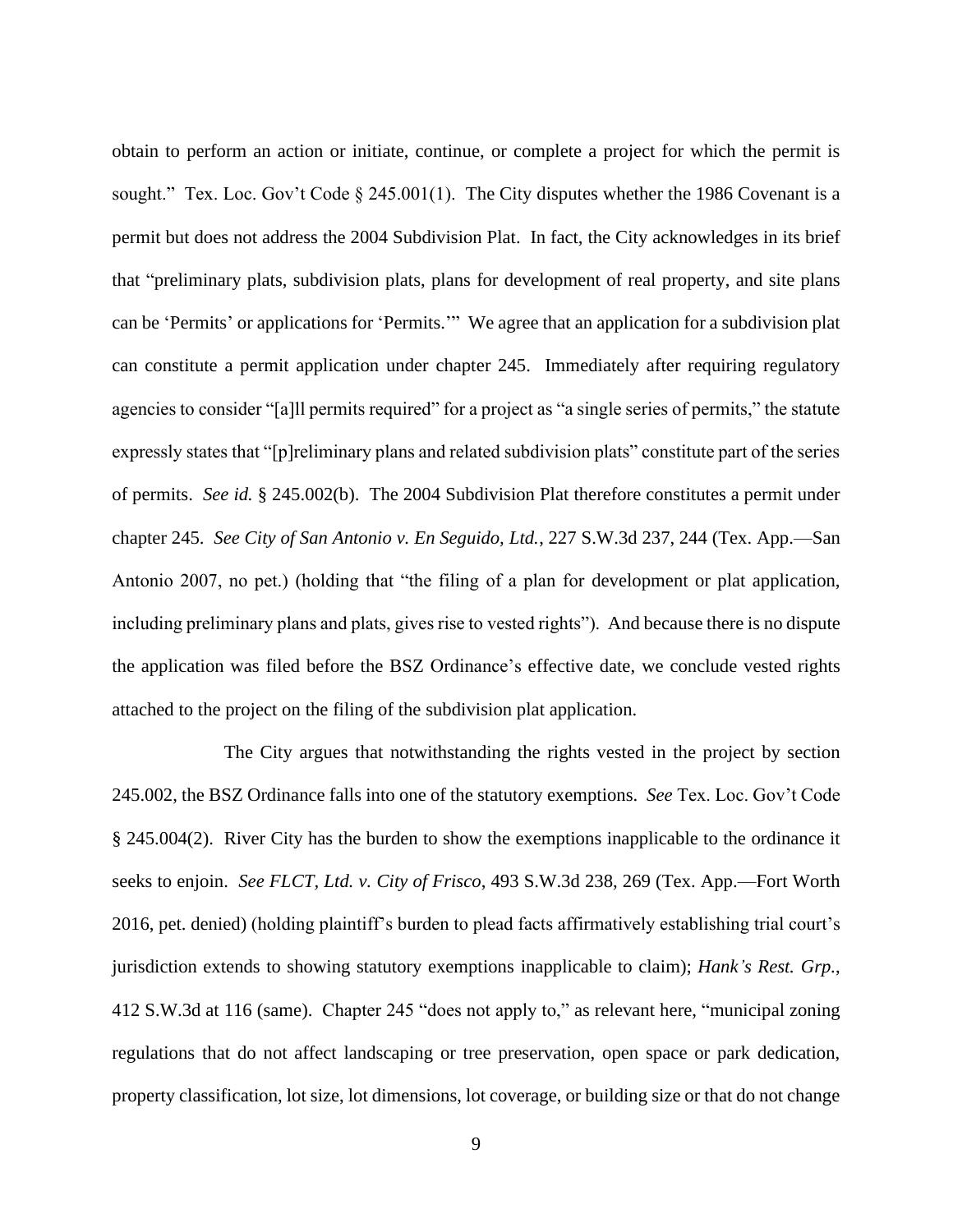obtain to perform an action or initiate, continue, or complete a project for which the permit is sought." Tex. Loc. Gov't Code § 245.001(1). The City disputes whether the 1986 Covenant is a permit but does not address the 2004 Subdivision Plat. In fact, the City acknowledges in its brief that "preliminary plats, subdivision plats, plans for development of real property, and site plans can be 'Permits' or applications for 'Permits.'" We agree that an application for a subdivision plat can constitute a permit application under chapter 245. Immediately after requiring regulatory agencies to consider "[a]ll permits required" for a project as "a single series of permits," the statute expressly states that "[p]reliminary plans and related subdivision plats" constitute part of the series of permits. *See id.* § 245.002(b). The 2004 Subdivision Plat therefore constitutes a permit under chapter 245. *See City of San Antonio v. En Seguido, Ltd.*, 227 S.W.3d 237, 244 (Tex. App.—San Antonio 2007, no pet.) (holding that "the filing of a plan for development or plat application, including preliminary plans and plats, gives rise to vested rights"). And because there is no dispute the application was filed before the BSZ Ordinance's effective date, we conclude vested rights attached to the project on the filing of the subdivision plat application.

The City argues that notwithstanding the rights vested in the project by section 245.002, the BSZ Ordinance falls into one of the statutory exemptions. *See* Tex. Loc. Gov't Code § 245.004(2). River City has the burden to show the exemptions inapplicable to the ordinance it seeks to enjoin. *See FLCT, Ltd. v. City of Frisco*, 493 S.W.3d 238, 269 (Tex. App.—Fort Worth 2016, pet. denied) (holding plaintiff's burden to plead facts affirmatively establishing trial court's jurisdiction extends to showing statutory exemptions inapplicable to claim); *Hank's Rest. Grp.*, 412 S.W.3d at 116 (same). Chapter 245 "does not apply to," as relevant here, "municipal zoning regulations that do not affect landscaping or tree preservation, open space or park dedication, property classification, lot size, lot dimensions, lot coverage, or building size or that do not change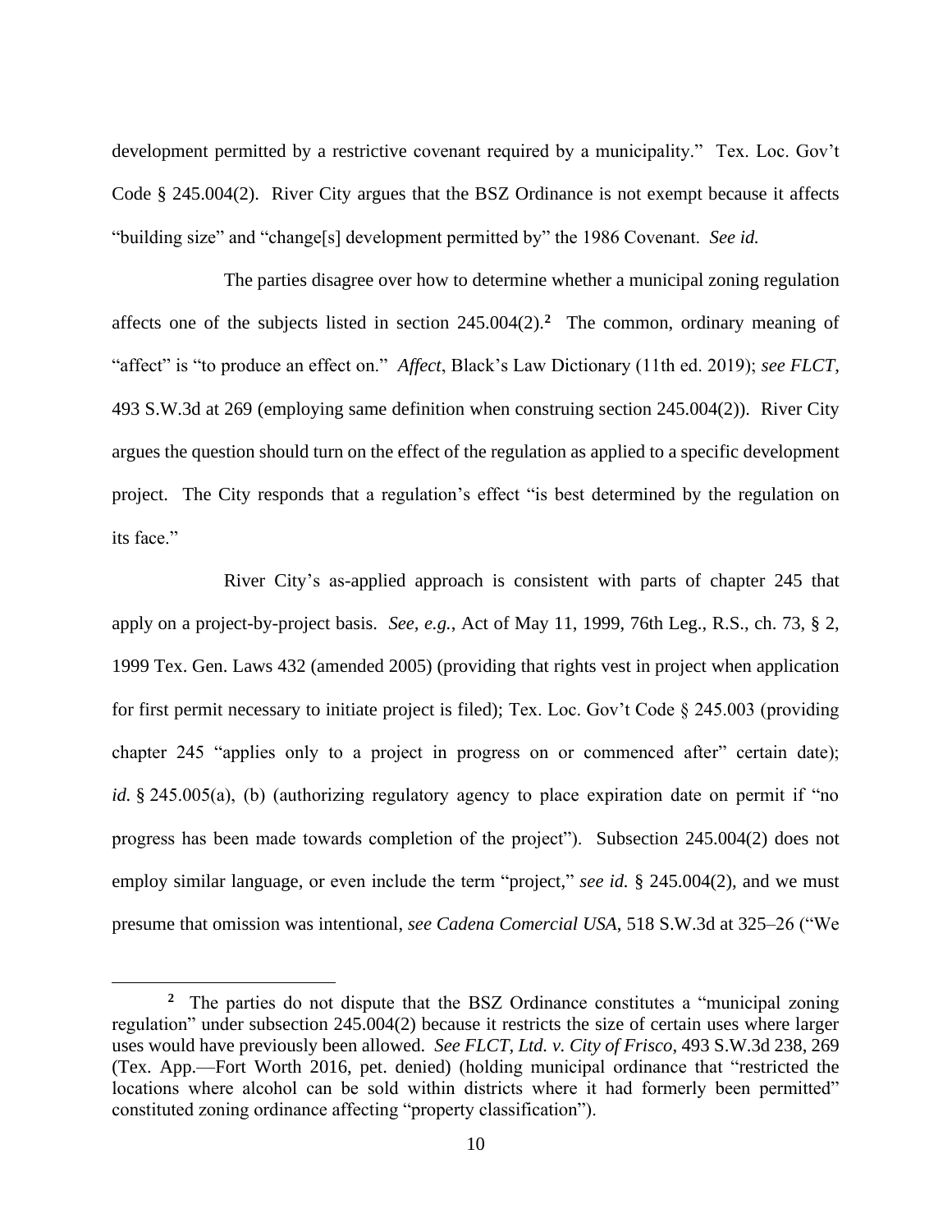development permitted by a restrictive covenant required by a municipality." Tex. Loc. Gov't Code § 245.004(2). River City argues that the BSZ Ordinance is not exempt because it affects "building size" and "change[s] development permitted by" the 1986 Covenant. *See id.*

The parties disagree over how to determine whether a municipal zoning regulation affects one of the subjects listed in section 245.004(2).[2] The common, ordinary meaning of "affect" is "to produce an effect on." *Affect*, Black's Law Dictionary (11th ed. 2019); *see FLCT*, 493 S.W.3d at 269 (employing same definition when construing section 245.004(2)). River City argues the question should turn on the effect of the regulation as applied to a specific development project. The City responds that a regulation's effect "is best determined by the regulation on its face."

River City's as-applied approach is consistent with parts of chapter 245 that apply on a project-by-project basis. *See, e.g.*, Act of May 11, 1999, 76th Leg., R.S., ch. 73, § 2, 1999 Tex. Gen. Laws 432 (amended 2005) (providing that rights vest in project when application for first permit necessary to initiate project is filed); Tex. Loc. Gov't Code § 245.003 (providing chapter 245 "applies only to a project in progress on or commenced after" certain date); *id.* § 245.005(a), (b) (authorizing regulatory agency to place expiration date on permit if "no progress has been made towards completion of the project"). Subsection 245.004(2) does not employ similar language, or even include the term "project," *see id.* § 245.004(2), and we must presume that omission was intentional, *see Cadena Comercial USA*, 518 S.W.3d at 325–26 ("We

---

[2] The parties do not dispute that the BSZ Ordinance constitutes a "municipal zoning regulation" under subsection 245.004(2) because it restricts the size of certain uses where larger uses would have previously been allowed. *See FLCT, Ltd. v. City of Frisco*, 493 S.W.3d 238, 269 (Tex. App.—Fort Worth 2016, pet. denied) (holding municipal ordinance that "restricted the locations where alcohol can be sold within districts where it had formerly been permitted" constituted zoning ordinance affecting "property classification").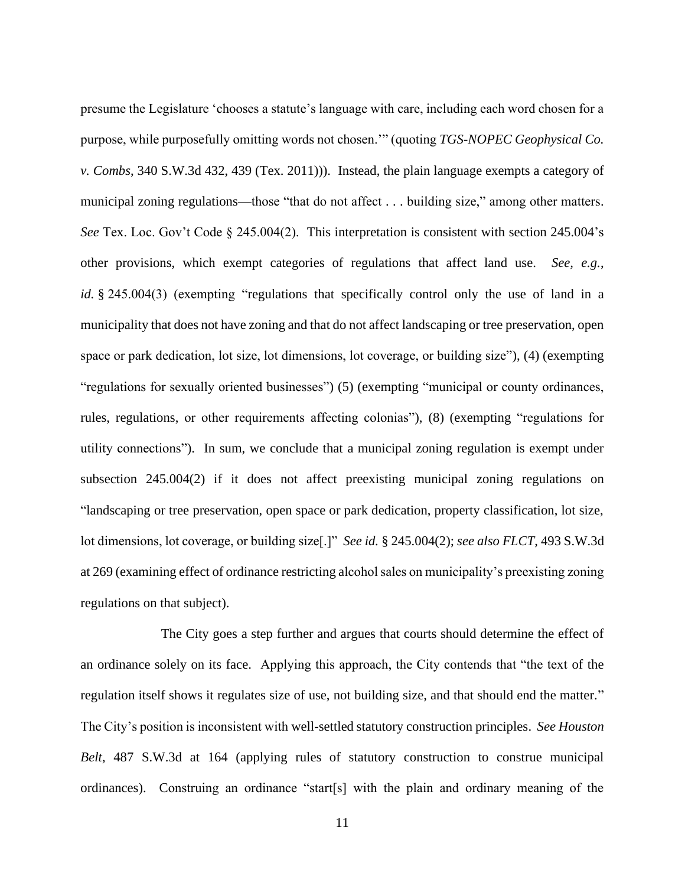presume the Legislature 'chooses a statute's language with care, including each word chosen for a purpose, while purposefully omitting words not chosen.'" (quoting *TGS-NOPEC Geophysical Co. v. Combs*, 340 S.W.3d 432, 439 (Tex. 2011))). Instead, the plain language exempts a category of municipal zoning regulations—those "that do not affect . . . building size," among other matters. *See* Tex. Loc. Gov't Code § 245.004(2). This interpretation is consistent with section 245.004's other provisions, which exempt categories of regulations that affect land use. *See, e.g.*, *id.* § 245.004(3) (exempting "regulations that specifically control only the use of land in a municipality that does not have zoning and that do not affect landscaping or tree preservation, open space or park dedication, lot size, lot dimensions, lot coverage, or building size"), (4) (exempting "regulations for sexually oriented businesses") (5) (exempting "municipal or county ordinances, rules, regulations, or other requirements affecting colonias"), (8) (exempting "regulations for utility connections"). In sum, we conclude that a municipal zoning regulation is exempt under subsection 245.004(2) if it does not affect preexisting municipal zoning regulations on "landscaping or tree preservation, open space or park dedication, property classification, lot size, lot dimensions, lot coverage, or building size[.]" *See id.* § 245.004(2); *see also FLCT*, 493 S.W.3d at 269 (examining effect of ordinance restricting alcohol sales on municipality's preexisting zoning regulations on that subject).

The City goes a step further and argues that courts should determine the effect of an ordinance solely on its face. Applying this approach, the City contends that "the text of the regulation itself shows it regulates size of use, not building size, and that should end the matter." The City's position is inconsistent with well-settled statutory construction principles. *See Houston Belt*, 487 S.W.3d at 164 (applying rules of statutory construction to construe municipal ordinances). Construing an ordinance "start[s] with the plain and ordinary meaning of the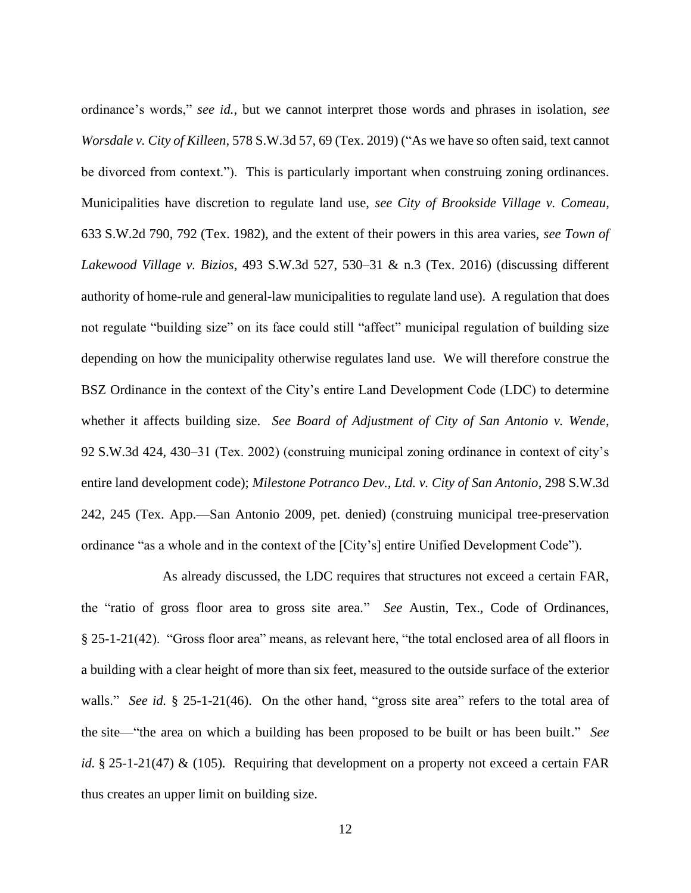ordinance's words," *see id.*, but we cannot interpret those words and phrases in isolation, *see Worsdale v. City of Killeen*, 578 S.W.3d 57, 69 (Tex. 2019) ("As we have so often said, text cannot be divorced from context."). This is particularly important when construing zoning ordinances. Municipalities have discretion to regulate land use, *see City of Brookside Village v. Comeau*, 633 S.W.2d 790, 792 (Tex. 1982), and the extent of their powers in this area varies, *see Town of Lakewood Village v. Bizios*, 493 S.W.3d 527, 530–31 & n.3 (Tex. 2016) (discussing different authority of home-rule and general-law municipalities to regulate land use). A regulation that does not regulate "building size" on its face could still "affect" municipal regulation of building size depending on how the municipality otherwise regulates land use. We will therefore construe the BSZ Ordinance in the context of the City's entire Land Development Code (LDC) to determine whether it affects building size. *See Board of Adjustment of City of San Antonio v. Wende*, 92 S.W.3d 424, 430–31 (Tex. 2002) (construing municipal zoning ordinance in context of city's entire land development code); *Milestone Potranco Dev., Ltd. v. City of San Antonio*, 298 S.W.3d 242, 245 (Tex. App.—San Antonio 2009, pet. denied) (construing municipal tree-preservation ordinance "as a whole and in the context of the [City's] entire Unified Development Code").

As already discussed, the LDC requires that structures not exceed a certain FAR, the "ratio of gross floor area to gross site area." *See* Austin, Tex., Code of Ordinances, § 25-1-21(42). "Gross floor area" means, as relevant here, "the total enclosed area of all floors in a building with a clear height of more than six feet, measured to the outside surface of the exterior walls." *See id.* § 25-1-21(46). On the other hand, "gross site area" refers to the total area of the site—"the area on which a building has been proposed to be built or has been built." *See id.* § 25-1-21(47) & (105). Requiring that development on a property not exceed a certain FAR thus creates an upper limit on building size.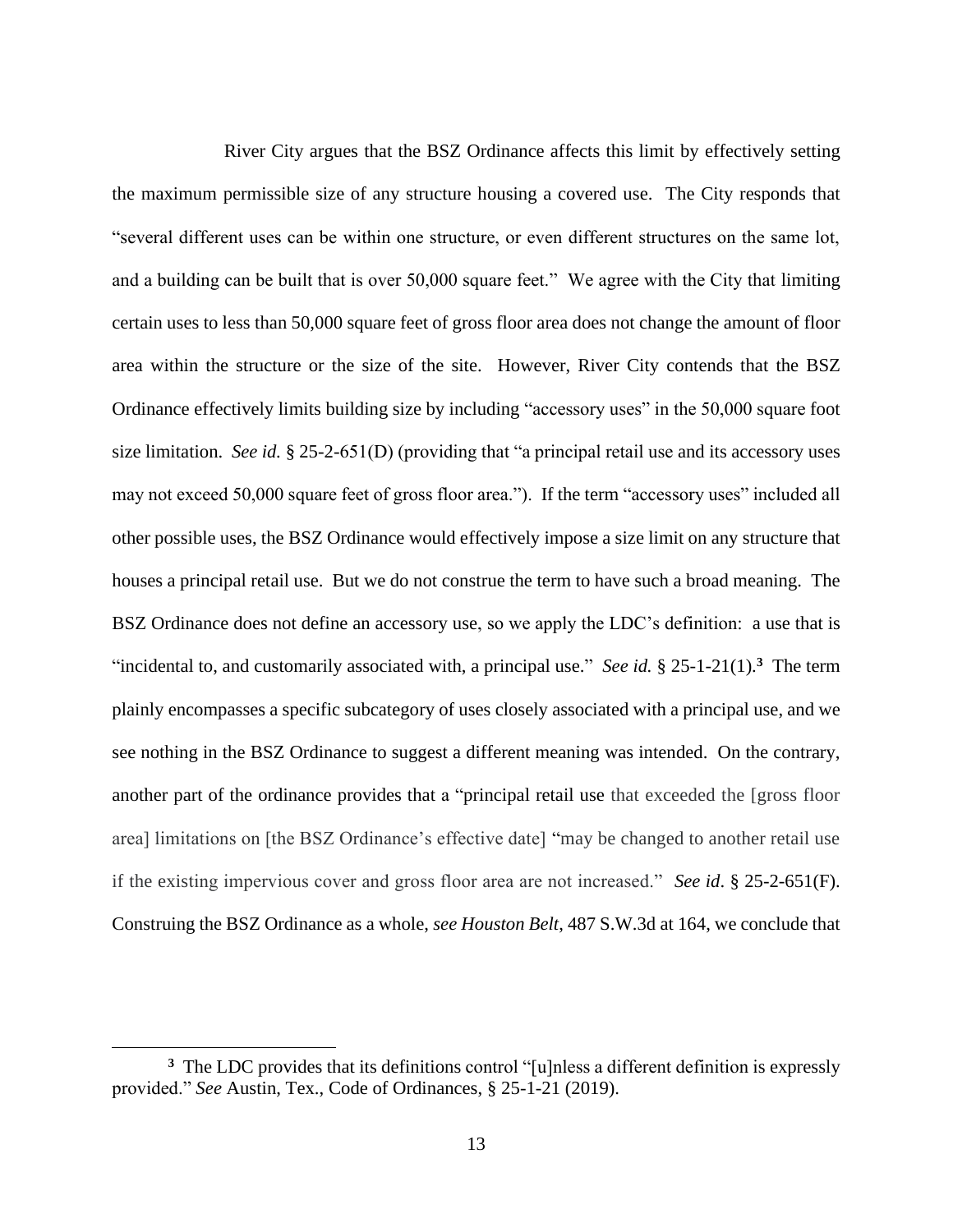River City argues that the BSZ Ordinance affects this limit by effectively setting the maximum permissible size of any structure housing a covered use. The City responds that "several different uses can be within one structure, or even different structures on the same lot, and a building can be built that is over 50,000 square feet." We agree with the City that limiting certain uses to less than 50,000 square feet of gross floor area does not change the amount of floor area within the structure or the size of the site. However, River City contends that the BSZ Ordinance effectively limits building size by including "accessory uses" in the 50,000 square foot size limitation. *See id.* § 25-2-651(D) (providing that "a principal retail use and its accessory uses may not exceed 50,000 square feet of gross floor area."). If the term "accessory uses" included all other possible uses, the BSZ Ordinance would effectively impose a size limit on any structure that houses a principal retail use. But we do not construe the term to have such a broad meaning. The BSZ Ordinance does not define an accessory use, so we apply the LDC's definition: a use that is "incidental to, and customarily associated with, a principal use." *See id.* § 25-1-21(1).[3] The term plainly encompasses a specific subcategory of uses closely associated with a principal use, and we see nothing in the BSZ Ordinance to suggest a different meaning was intended. On the contrary, another part of the ordinance provides that a "principal retail use that exceeded the [gross floor area] limitations on [the BSZ Ordinance's effective date] "may be changed to another retail use if the existing impervious cover and gross floor area are not increased." *See id*. § 25-2-651(F). Construing the BSZ Ordinance as a whole, *see Houston Belt*, 487 S.W.3d at 164, we conclude that

---

[3] The LDC provides that its definitions control "[u]nless a different definition is expressly provided." *See* Austin, Tex., Code of Ordinances, § 25-1-21 (2019).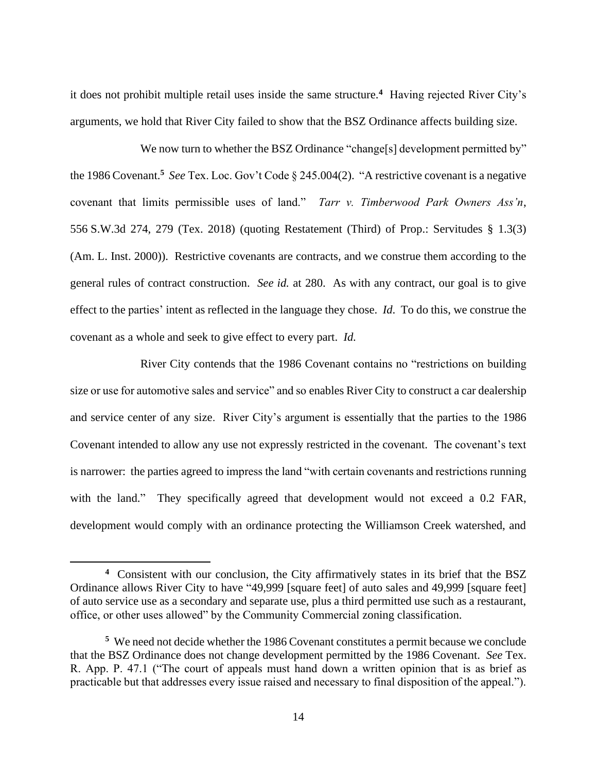it does not prohibit multiple retail uses inside the same structure.[4] Having rejected River City's arguments, we hold that River City failed to show that the BSZ Ordinance affects building size.

We now turn to whether the BSZ Ordinance "change[s] development permitted by" the 1986 Covenant.[5] *See* Tex. Loc. Gov't Code § 245.004(2). "A restrictive covenant is a negative covenant that limits permissible uses of land." *Tarr v. Timberwood Park Owners Ass'n*, 556 S.W.3d 274, 279 (Tex. 2018) (quoting Restatement (Third) of Prop.: Servitudes § 1.3(3) (Am. L. Inst. 2000)). Restrictive covenants are contracts, and we construe them according to the general rules of contract construction. *See id.* at 280. As with any contract, our goal is to give effect to the parties' intent as reflected in the language they chose. *Id*. To do this, we construe the covenant as a whole and seek to give effect to every part. *Id.*

River City contends that the 1986 Covenant contains no "restrictions on building size or use for automotive sales and service" and so enables River City to construct a car dealership and service center of any size. River City's argument is essentially that the parties to the 1986 Covenant intended to allow any use not expressly restricted in the covenant. The covenant's text is narrower: the parties agreed to impress the land "with certain covenants and restrictions running with the land." They specifically agreed that development would not exceed a 0.2 FAR, development would comply with an ordinance protecting the Williamson Creek watershed, and

---

[4] Consistent with our conclusion, the City affirmatively states in its brief that the BSZ Ordinance allows River City to have "49,999 [square feet] of auto sales and 49,999 [square feet] of auto service use as a secondary and separate use, plus a third permitted use such as a restaurant, office, or other uses allowed" by the Community Commercial zoning classification.

[5] We need not decide whether the 1986 Covenant constitutes a permit because we conclude that the BSZ Ordinance does not change development permitted by the 1986 Covenant. *See* Tex. R. App. P. 47.1 ("The court of appeals must hand down a written opinion that is as brief as practicable but that addresses every issue raised and necessary to final disposition of the appeal.").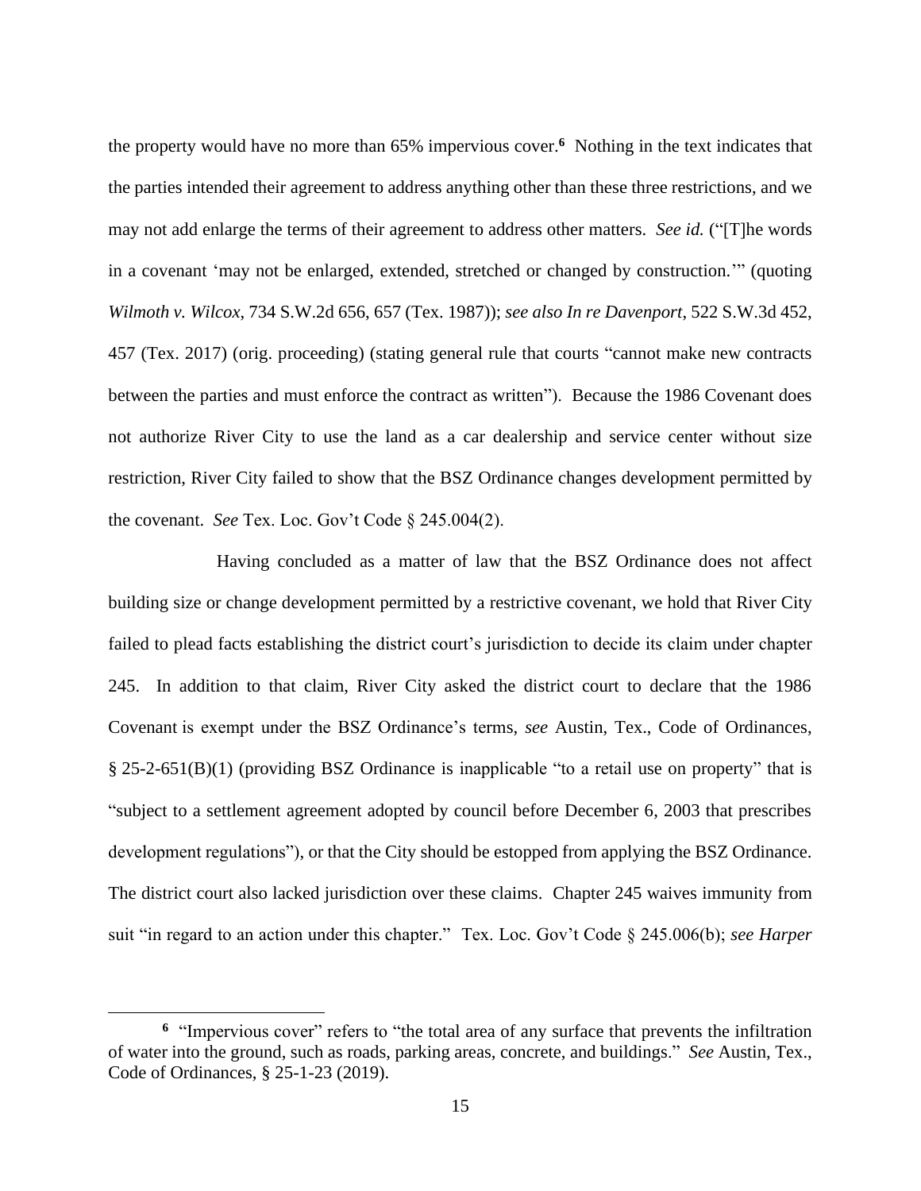the property would have no more than 65% impervious cover.[6] Nothing in the text indicates that the parties intended their agreement to address anything other than these three restrictions, and we may not add enlarge the terms of their agreement to address other matters. *See id.* ("[T]he words in a covenant 'may not be enlarged, extended, stretched or changed by construction.'" (quoting *Wilmoth v. Wilcox*, 734 S.W.2d 656, 657 (Tex. 1987)); *see also In re Davenport*, 522 S.W.3d 452, 457 (Tex. 2017) (orig. proceeding) (stating general rule that courts "cannot make new contracts between the parties and must enforce the contract as written"). Because the 1986 Covenant does not authorize River City to use the land as a car dealership and service center without size restriction, River City failed to show that the BSZ Ordinance changes development permitted by the covenant. *See* Tex. Loc. Gov't Code § 245.004(2).

Having concluded as a matter of law that the BSZ Ordinance does not affect building size or change development permitted by a restrictive covenant, we hold that River City failed to plead facts establishing the district court's jurisdiction to decide its claim under chapter 245. In addition to that claim, River City asked the district court to declare that the 1986 Covenant is exempt under the BSZ Ordinance's terms, *see* Austin, Tex., Code of Ordinances, § 25-2-651(B)(1) (providing BSZ Ordinance is inapplicable "to a retail use on property" that is "subject to a settlement agreement adopted by council before December 6, 2003 that prescribes development regulations"), or that the City should be estopped from applying the BSZ Ordinance. The district court also lacked jurisdiction over these claims. Chapter 245 waives immunity from suit "in regard to an action under this chapter." Tex. Loc. Gov't Code § 245.006(b); *see Harper*

---

[6] "Impervious cover" refers to "the total area of any surface that prevents the infiltration of water into the ground, such as roads, parking areas, concrete, and buildings." *See* Austin, Tex., Code of Ordinances, § 25-1-23 (2019).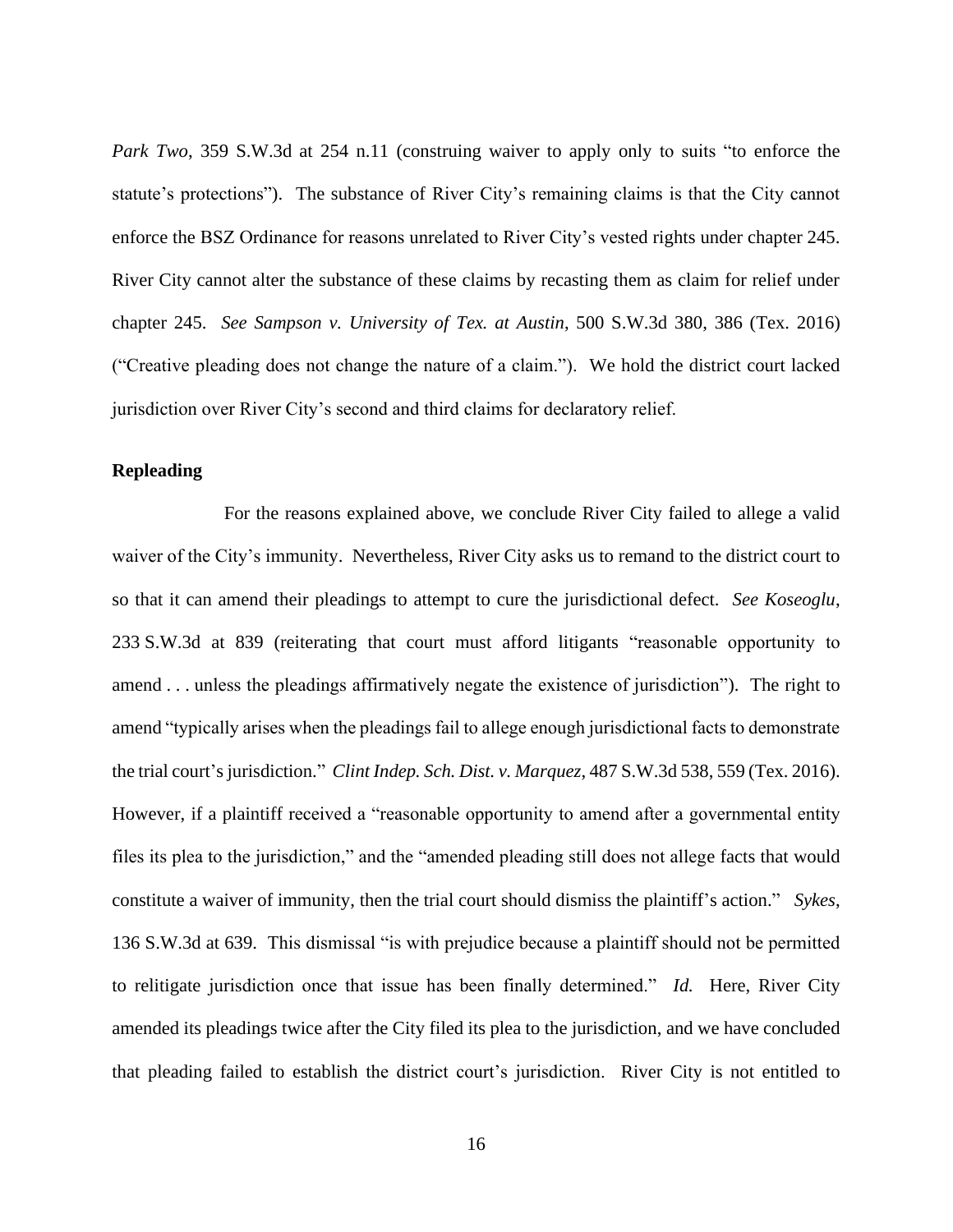*Park Two*, 359 S.W.3d at 254 n.11 (construing waiver to apply only to suits "to enforce the statute's protections"). The substance of River City's remaining claims is that the City cannot enforce the BSZ Ordinance for reasons unrelated to River City's vested rights under chapter 245. River City cannot alter the substance of these claims by recasting them as claim for relief under chapter 245. *See Sampson v. University of Tex. at Austin*, 500 S.W.3d 380, 386 (Tex. 2016) ("Creative pleading does not change the nature of a claim."). We hold the district court lacked jurisdiction over River City's second and third claims for declaratory relief.

**Repleading**

For the reasons explained above, we conclude River City failed to allege a valid waiver of the City's immunity. Nevertheless, River City asks us to remand to the district court to so that it can amend their pleadings to attempt to cure the jurisdictional defect. *See Koseoglu*, 233 S.W.3d at 839 (reiterating that court must afford litigants "reasonable opportunity to amend . . . unless the pleadings affirmatively negate the existence of jurisdiction"). The right to amend "typically arises when the pleadings fail to allege enough jurisdictional facts to demonstrate the trial court's jurisdiction." *Clint Indep. Sch. Dist. v. Marquez*, 487 S.W.3d 538, 559 (Tex. 2016). However, if a plaintiff received a "reasonable opportunity to amend after a governmental entity files its plea to the jurisdiction," and the "amended pleading still does not allege facts that would constitute a waiver of immunity, then the trial court should dismiss the plaintiff's action." *Sykes*, 136 S.W.3d at 639. This dismissal "is with prejudice because a plaintiff should not be permitted to relitigate jurisdiction once that issue has been finally determined." *Id.* Here, River City amended its pleadings twice after the City filed its plea to the jurisdiction, and we have concluded that pleading failed to establish the district court's jurisdiction. River City is not entitled to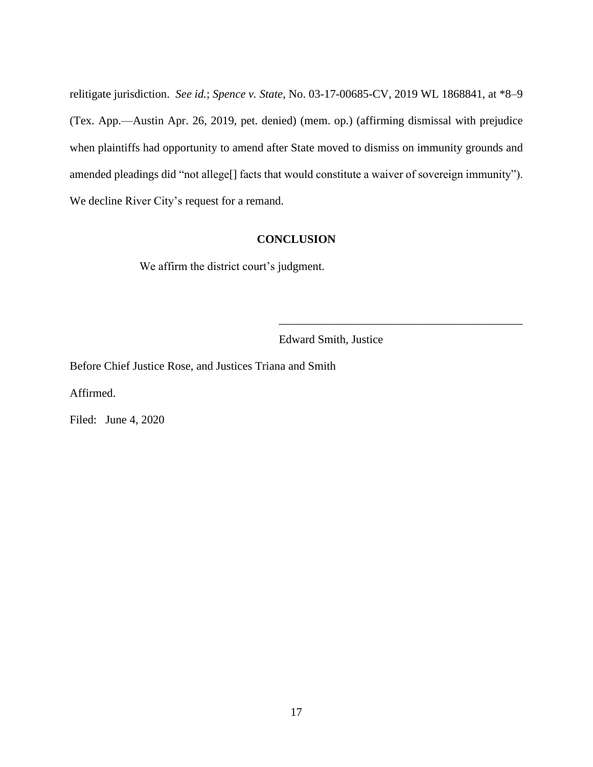relitigate jurisdiction. *See id.*; *Spence v. State*, No. 03-17-00685-CV, 2019 WL 1868841, at *8–9 (Tex. App.—Austin Apr. 26, 2019, pet. denied) (mem. op.) (affirming dismissal with prejudice when plaintiffs had opportunity to amend after State moved to dismiss on immunity grounds and amended pleadings did "not allege[] facts that would constitute a waiver of sovereign immunity"). We decline River City's request for a remand.

## CONCLUSION

We affirm the district court's judgment.

\_\_\_\_\_\_\_\_\_\_\_\_\_\_\_\_\_\_\_\_\_\_\_\_\_\_\_\_\_\_\_\_\_\_\_\_\_\_\_\_\_\_

Edward Smith, Justice

Before Chief Justice Rose, and Justices Triana and Smith

Affirmed.

Filed: June 4, 2020